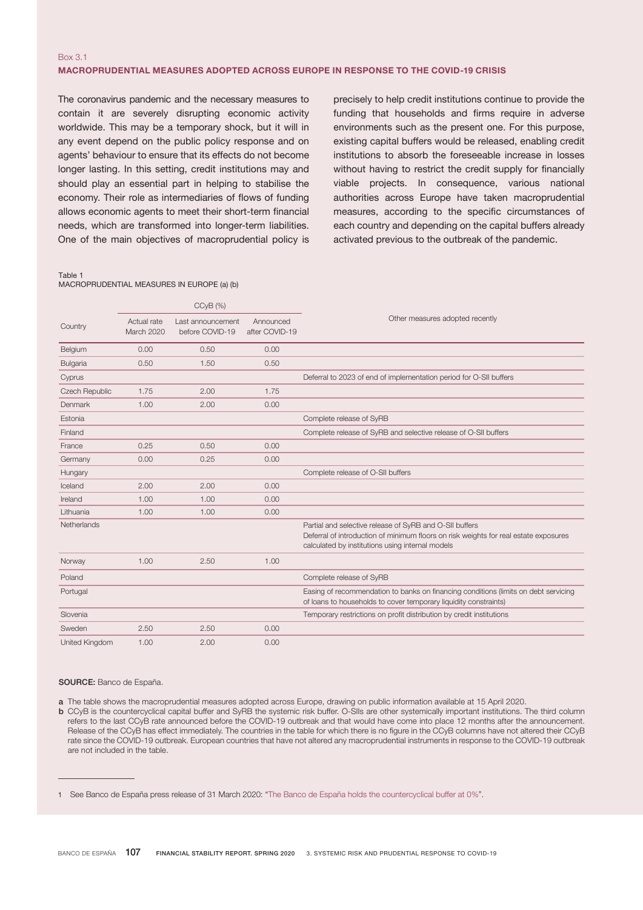Box 3.1

## MACROPRUDENTIAL MEASURES ADOPTED ACROSS EUROPE IN RESPONSE TO THE COVID-19 CRISIS

The coronavirus pandemic and the necessary measures to contain it are severely disrupting economic activity worldwide. This may be a temporary shock, but it will in any event depend on the public policy response and on agents' behaviour to ensure that its effects do not become longer lasting. In this setting, credit institutions may and should play an essential part in helping to stabilise the economy. Their role as intermediaries of flows of funding allows economic agents to meet their short-term financial needs, which are transformed into longer-term liabilities. One of the main objectives of macroprudential policy is precisely to help credit institutions continue to provide the funding that households and firms require in adverse environments such as the present one. For this purpose, existing capital buffers would be released, enabling credit institutions to absorb the foreseeable increase in losses without having to restrict the credit supply for financially viable projects. In consequence, various national authorities across Europe have taken macroprudential measures, according to the specific circumstances of each country and depending on the capital buffers already activated previous to the outbreak of the pandemic.

Table 1
MACROPRUDENTIAL MEASURES IN EUROPE (a) (b)

| Country | CCyB (%) | | | Other measures adopted recently |
|---|---|---|---|---|
| | Actual rate March 2020 | Last announcement before COVID-19 | Announced after COVID-19 | |
| Belgium | 0.00 | 0.50 | 0.00 | |
| Bulgaria | 0.50 | 1.50 | 0.50 | |
| Cyprus | | | | Deferral to 2023 of end of implementation period for O-SII buffers |
| Czech Republic | 1.75 | 2.00 | 1.75 | |
| Denmark | 1.00 | 2.00 | 0.00 | |
| Estonia | | | | Complete release of SyRB |
| Finland | | | | Complete release of SyRB and selective release of O-SII buffers |
| France | 0.25 | 0.50 | 0.00 | |
| Germany | 0.00 | 0.25 | 0.00 | |
| Hungary | | | | Complete release of O-SII buffers |
| Iceland | 2.00 | 2.00 | 0.00 | |
| Ireland | 1.00 | 1.00 | 0.00 | |
| Lithuania | 1.00 | 1.00 | 0.00 | |
| Netherlands | | | | Partial and selective release of SyRB and O-SII buffers<br>Deferral of introduction of minimum floors on risk weights for real estate exposures calculated by institutions using internal models |
| Norway | 1.00 | 2.50 | 1.00 | |
| Poland | | | | Complete release of SyRB |
| Portugal | | | | Easing of recommendation to banks on financing conditions (limits on debt servicing of loans to households to cover temporary liquidity constraints) |
| Slovenia | | | | Temporary restrictions on profit distribution by credit institutions |
| Sweden | 2.50 | 2.50 | 0.00 | |
| United Kingdom | 1.00 | 2.00 | 0.00 | |

**SOURCE:** Banco de España.

**a** The table shows the macroprudential measures adopted across Europe, drawing on public information available at 15 April 2020.

**b** CCyB is the countercyclical capital buffer and SyRB the systemic risk buffer. O-SIIs are other systemically important institutions. The third column refers to the last CCyB rate announced before the COVID-19 outbreak and that would have come into place 12 months after the announcement. Release of the CCyB has effect immediately. The countries in the table for which there is no figure in the CCyB columns have not altered their CCyB rate since the COVID-19 outbreak. European countries that have not altered any macroprudential instruments in response to the COVID-19 outbreak are not included in the table.

1 See Banco de España press release of 31 March 2020: "The Banco de España holds the countercyclical buffer at 0%".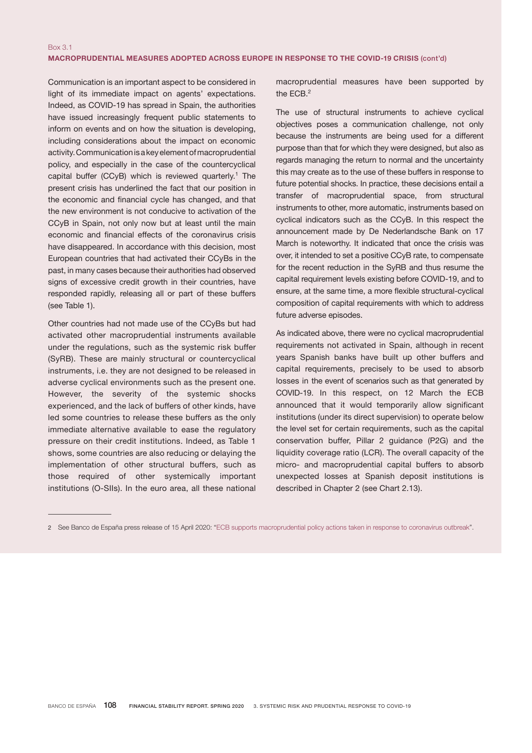Box 3.1

**MACROPRUDENTIAL MEASURES ADOPTED ACROSS EUROPE IN RESPONSE TO THE COVID-19 CRISIS (cont'd)**

Communication is an important aspect to be considered in light of its immediate impact on agents' expectations. Indeed, as COVID-19 has spread in Spain, the authorities have issued increasingly frequent public statements to inform on events and on how the situation is developing, including considerations about the impact on economic activity. Communication is a key element of macroprudential policy, and especially in the case of the countercyclical capital buffer (CCyB) which is reviewed quarterly.[1] The present crisis has underlined the fact that our position in the economic and financial cycle has changed, and that the new environment is not conducive to activation of the CCyB in Spain, not only now but at least until the main economic and financial effects of the coronavirus crisis have disappeared. In accordance with this decision, most European countries that had activated their CCyBs in the past, in many cases because their authorities had observed signs of excessive credit growth in their countries, have responded rapidly, releasing all or part of these buffers (see Table 1).

Other countries had not made use of the CCyBs but had activated other macroprudential instruments available under the regulations, such as the systemic risk buffer (SyRB). These are mainly structural or countercyclical instruments, i.e. they are not designed to be released in adverse cyclical environments such as the present one. However, the severity of the systemic shocks experienced, and the lack of buffers of other kinds, have led some countries to release these buffers as the only immediate alternative available to ease the regulatory pressure on their credit institutions. Indeed, as Table 1 shows, some countries are also reducing or delaying the implementation of other structural buffers, such as those required of other systemically important institutions (O-SIIs). In the euro area, all these national macroprudential measures have been supported by the ECB.[2]

The use of structural instruments to achieve cyclical objectives poses a communication challenge, not only because the instruments are being used for a different purpose than that for which they were designed, but also as regards managing the return to normal and the uncertainty this may create as to the use of these buffers in response to future potential shocks. In practice, these decisions entail a transfer of macroprudential space, from structural instruments to other, more automatic, instruments based on cyclical indicators such as the CCyB. In this respect the announcement made by De Nederlandsche Bank on 17 March is noteworthy. It indicated that once the crisis was over, it intended to set a positive CCyB rate, to compensate for the recent reduction in the SyRB and thus resume the capital requirement levels existing before COVID-19, and to ensure, at the same time, a more flexible structural-cyclical composition of capital requirements with which to address future adverse episodes.

As indicated above, there were no cyclical macroprudential requirements not activated in Spain, although in recent years Spanish banks have built up other buffers and capital requirements, precisely to be used to absorb losses in the event of scenarios such as that generated by COVID-19. In this respect, on 12 March the ECB announced that it would temporarily allow significant institutions (under its direct supervision) to operate below the level set for certain requirements, such as the capital conservation buffer, Pillar 2 guidance (P2G) and the liquidity coverage ratio (LCR). The overall capacity of the micro- and macroprudential capital buffers to absorb unexpected losses at Spanish deposit institutions is described in Chapter 2 (see Chart 2.13).

---

2 See Banco de España press release of 15 April 2020: "ECB supports macroprudential policy actions taken in response to coronavirus outbreak".